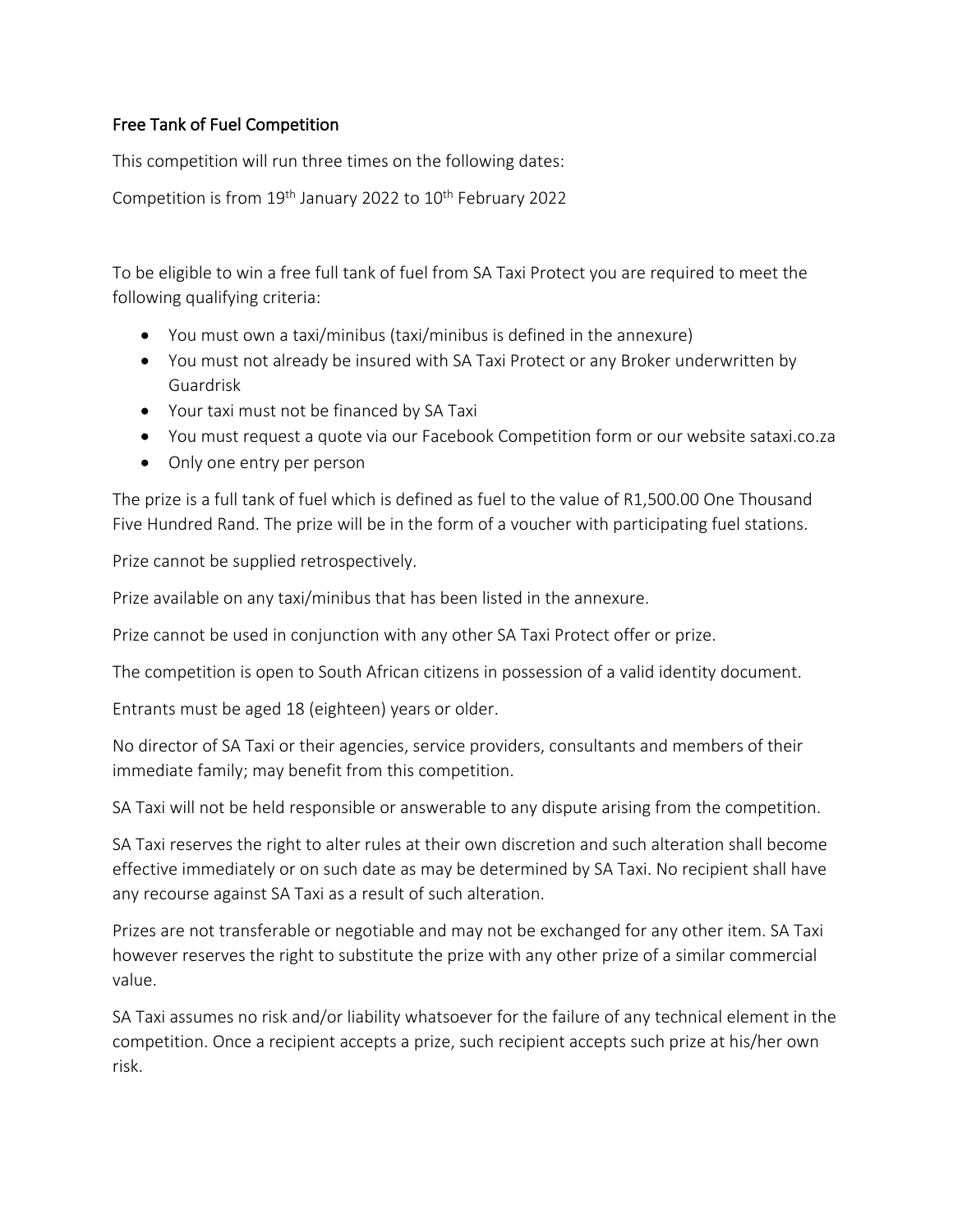## Free Tank of Fuel Competition

This competition will run three times on the following dates:

Competition is from 19th January 2022 to 10th February 2022

To be eligible to win a free full tank of fuel from SA Taxi Protect you are required to meet the following qualifying criteria:

- You must own a taxi/minibus (taxi/minibus is defined in the annexure)
- You must not already be insured with SA Taxi Protect or any Broker underwritten by Guardrisk
- Your taxi must not be financed by SA Taxi
- You must request a quote via our Facebook Competition form or our website sataxi.co.za
- Only one entry per person

The prize is a full tank of fuel which is defined as fuel to the value of R1,500.00 One Thousand Five Hundred Rand. The prize will be in the form of a voucher with participating fuel stations.

Prize cannot be supplied retrospectively.

Prize available on any taxi/minibus that has been listed in the annexure.

Prize cannot be used in conjunction with any other SA Taxi Protect offer or prize.

The competition is open to South African citizens in possession of a valid identity document.

Entrants must be aged 18 (eighteen) years or older.

No director of SA Taxi or their agencies, service providers, consultants and members of their immediate family; may benefit from this competition.

SA Taxi will not be held responsible or answerable to any dispute arising from the competition.

SA Taxi reserves the right to alter rules at their own discretion and such alteration shall become effective immediately or on such date as may be determined by SA Taxi. No recipient shall have any recourse against SA Taxi as a result of such alteration.

Prizes are not transferable or negotiable and may not be exchanged for any other item. SA Taxi however reserves the right to substitute the prize with any other prize of a similar commercial value.

SA Taxi assumes no risk and/or liability whatsoever for the failure of any technical element in the competition. Once a recipient accepts a prize, such recipient accepts such prize at his/her own risk.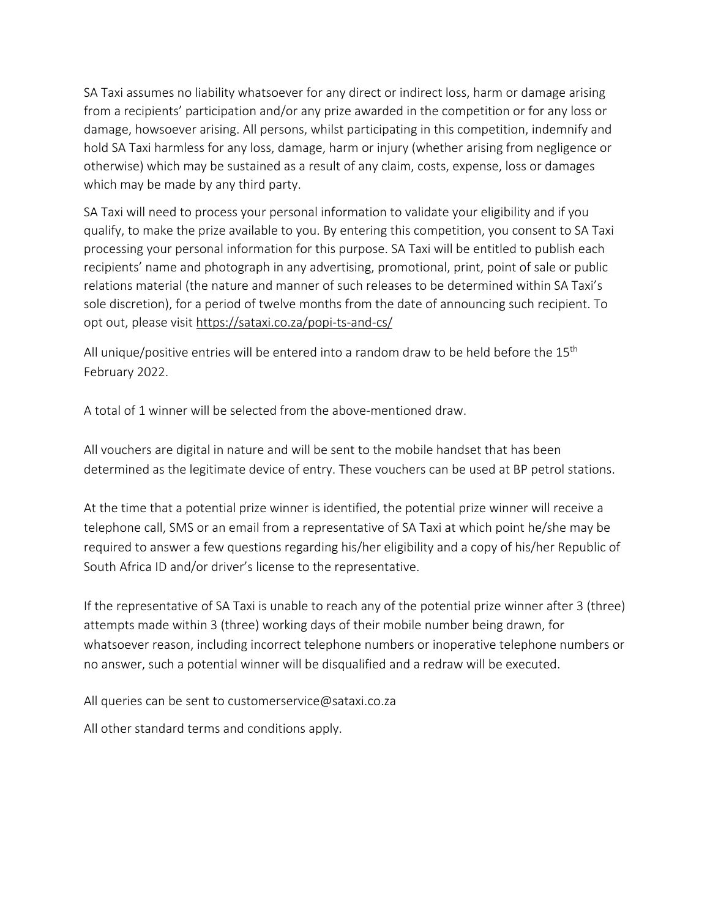SA Taxi assumes no liability whatsoever for any direct or indirect loss, harm or damage arising from a recipients' participation and/or any prize awarded in the competition or for any loss or damage, howsoever arising. All persons, whilst participating in this competition, indemnify and hold SA Taxi harmless for any loss, damage, harm or injury (whether arising from negligence or otherwise) which may be sustained as a result of any claim, costs, expense, loss or damages which may be made by any third party.

SA Taxi will need to process your personal information to validate your eligibility and if you qualify, to make the prize available to you. By entering this competition, you consent to SA Taxi processing your personal information for this purpose. SA Taxi will be entitled to publish each recipients' name and photograph in any advertising, promotional, print, point of sale or public relations material (the nature and manner of such releases to be determined within SA Taxi's sole discretion), for a period of twelve months from the date of announcing such recipient. To opt out, please visit https://sataxi.co.za/popi-ts-and-cs/

All unique/positive entries will be entered into a random draw to be held before the 15th February 2022.

A total of 1 winner will be selected from the above-mentioned draw.

All vouchers are digital in nature and will be sent to the mobile handset that has been determined as the legitimate device of entry. These vouchers can be used at BP petrol stations.

At the time that a potential prize winner is identified, the potential prize winner will receive a telephone call, SMS or an email from a representative of SA Taxi at which point he/she may be required to answer a few questions regarding his/her eligibility and a copy of his/her Republic of South Africa ID and/or driver's license to the representative.

If the representative of SA Taxi is unable to reach any of the potential prize winner after 3 (three) attempts made within 3 (three) working days of their mobile number being drawn, for whatsoever reason, including incorrect telephone numbers or inoperative telephone numbers or no answer, such a potential winner will be disqualified and a redraw will be executed.

All queries can be sent to customerservice@sataxi.co.za

All other standard terms and conditions apply.